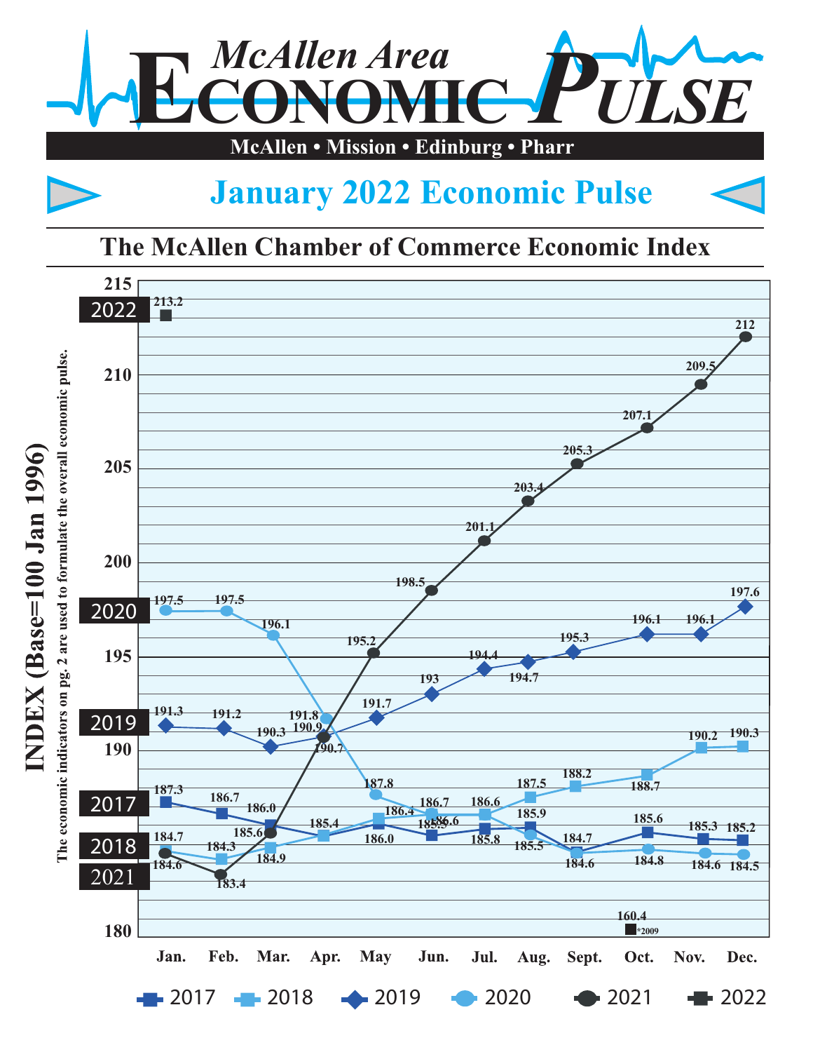# McAllen Area Economic Pulse

**McAllen • Mission • Edinburg • Pharr**

## January 2022 Economic Pulse

### The McAllen Chamber of Commerce Economic Index

INDEX (Base=100 Jan 1996)

The economic indicators on pg. 2 are used to formulate the overall economic pulse.

| Year | Jan. | Feb. | Mar. | Apr. | May | Jun. | Jul. | Aug. | Sept. | Oct. | Nov. | Dec. |
|---|---|---|---|---|---|---|---|---|---|---|---|---|
| 2017 | 187.3 | 186.7 | 186.0 | 185.4 | 186.0 | 185.5 | 185.8 | 185.9 | 184.7 | 185.6 | 185.3 | 185.2 |
| 2018 | 184.7 | 184.3 | 184.9 | 185.4 | 186.4 | 186.6 | 186.6 | 187.5 | 188.2 | 188.7 | 190.2 | 190.3 |
| 2019 | 191.3 | 191.2 | 190.3 | 190.9 | 191.7 | 193 | 194.4 | 194.7 | 195.3 | 196.1 | 196.1 | 197.6 |
| 2020 | 197.5 | 197.5 | 196.1 | 191.8 | 187.8 | 186.7 | 186.6 | 185.5 | 184.6 | 184.8 | 184.6 | 184.5 |
| 2021 | 184.6 | 183.4 | 185.6 | 190.7 | 195.2 | 198.5 | 201.1 | 203.4 | 205.3 | 207.1 | 209.5 | 212 |
| 2022 | 213.2 | | | | | | | | | | | |

160.4 *2009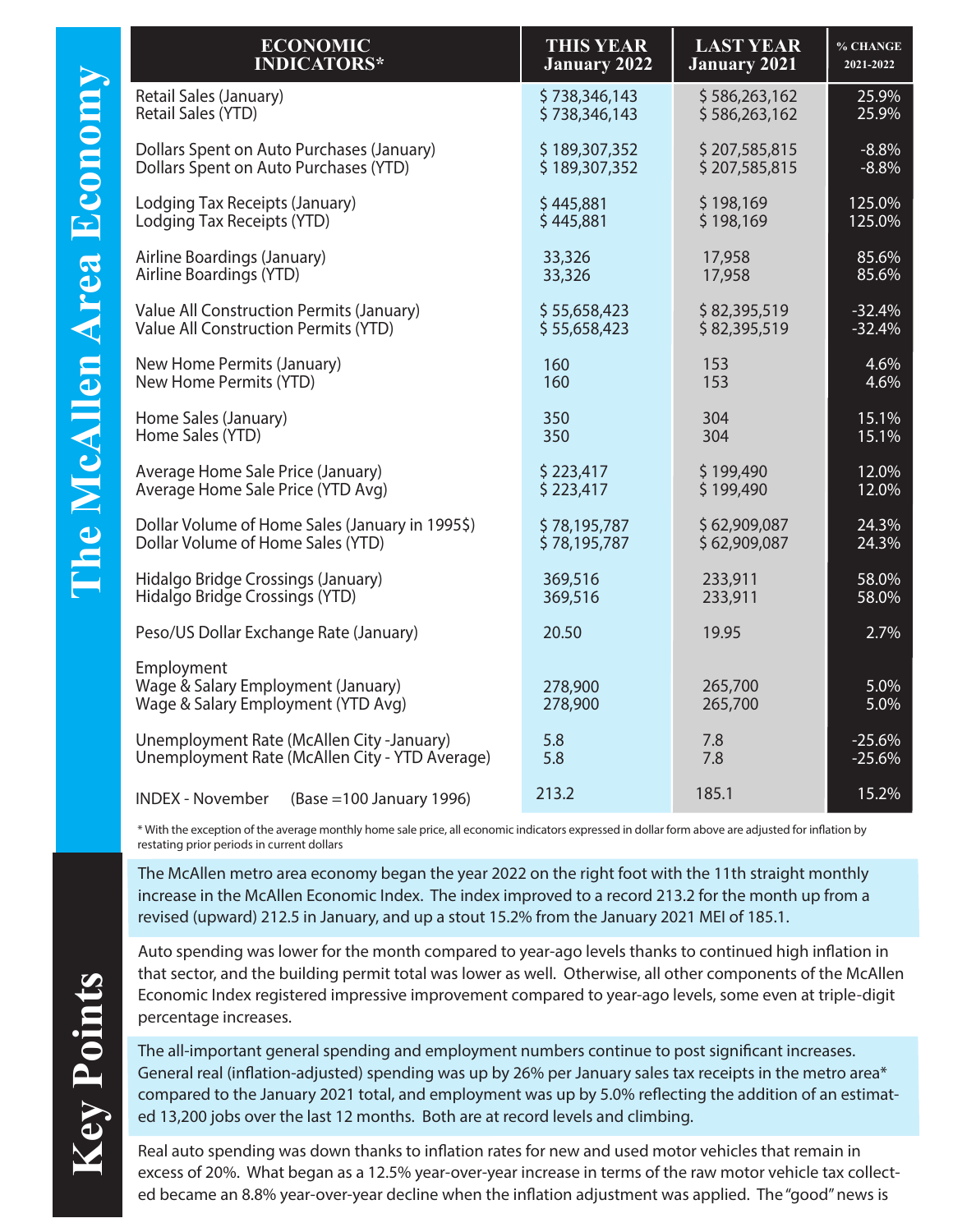# The McAllen Area Economy

| ECONOMIC INDICATORS* | THIS YEAR January 2022 | LAST YEAR January 2021 | % CHANGE 2021-2022 |
|---|---|---|---|
| Retail Sales (January) | $ 738,346,143 | $ 586,263,162 | 25.9% |
| Retail Sales (YTD) | $ 738,346,143 | $ 586,263,162 | 25.9% |
| Dollars Spent on Auto Purchases (January) | $ 189,307,352 | $ 207,585,815 | -8.8% |
| Dollars Spent on Auto Purchases (YTD) | $ 189,307,352 | $ 207,585,815 | -8.8% |
| Lodging Tax Receipts (January) | $ 445,881 | $ 198,169 | 125.0% |
| Lodging Tax Receipts (YTD) | $ 445,881 | $ 198,169 | 125.0% |
| Airline Boardings (January) | 33,326 | 17,958 | 85.6% |
| Airline Boardings (YTD) | 33,326 | 17,958 | 85.6% |
| Value All Construction Permits (January) | $ 55,658,423 | $ 82,395,519 | -32.4% |
| Value All Construction Permits (YTD) | $ 55,658,423 | $ 82,395,519 | -32.4% |
| New Home Permits (January) | 160 | 153 | 4.6% |
| New Home Permits (YTD) | 160 | 153 | 4.6% |
| Home Sales (January) | 350 | 304 | 15.1% |
| Home Sales (YTD) | 350 | 304 | 15.1% |
| Average Home Sale Price (January) | $ 223,417 | $ 199,490 | 12.0% |
| Average Home Sale Price (YTD Avg) | $ 223,417 | $ 199,490 | 12.0% |
| Dollar Volume of Home Sales (January in 1995$) | $ 78,195,787 | $ 62,909,087 | 24.3% |
| Dollar Volume of Home Sales (YTD) | $ 78,195,787 | $ 62,909,087 | 24.3% |
| Hidalgo Bridge Crossings (January) | 369,516 | 233,911 | 58.0% |
| Hidalgo Bridge Crossings (YTD) | 369,516 | 233,911 | 58.0% |
| Peso/US Dollar Exchange Rate (January) | 20.50 | 19.95 | 2.7% |
| Employment | | | |
| Wage & Salary Employment (January) | 278,900 | 265,700 | 5.0% |
| Wage & Salary Employment (YTD Avg) | 278,900 | 265,700 | 5.0% |
| Unemployment Rate (McAllen City -January) | 5.8 | 7.8 | -25.6% |
| Unemployment Rate (McAllen City - YTD Average) | 5.8 | 7.8 | -25.6% |
| INDEX - November (Base =100 January 1996) | 213.2 | 185.1 | 15.2% |

* With the exception of the average monthly home sale price, all economic indicators expressed in dollar form above are adjusted for inflation by restating prior periods in current dollars

## Key Points

The McAllen metro area economy began the year 2022 on the right foot with the 11th straight monthly increase in the McAllen Economic Index. The index improved to a record 213.2 for the month up from a revised (upward) 212.5 in January, and up a stout 15.2% from the January 2021 MEI of 185.1.

Auto spending was lower for the month compared to year-ago levels thanks to continued high inflation in that sector, and the building permit total was lower as well. Otherwise, all other components of the McAllen Economic Index registered impressive improvement compared to year-ago levels, some even at triple-digit percentage increases.

The all-important general spending and employment numbers continue to post significant increases. General real (inflation-adjusted) spending was up by 26% per January sales tax receipts in the metro area* compared to the January 2021 total, and employment was up by 5.0% reflecting the addition of an estimated 13,200 jobs over the last 12 months. Both are at record levels and climbing.

Real auto spending was down thanks to inflation rates for new and used motor vehicles that remain in excess of 20%. What began as a 12.5% year-over-year increase in terms of the raw motor vehicle tax collected became an 8.8% year-over-year decline when the inflation adjustment was applied. The "good" news is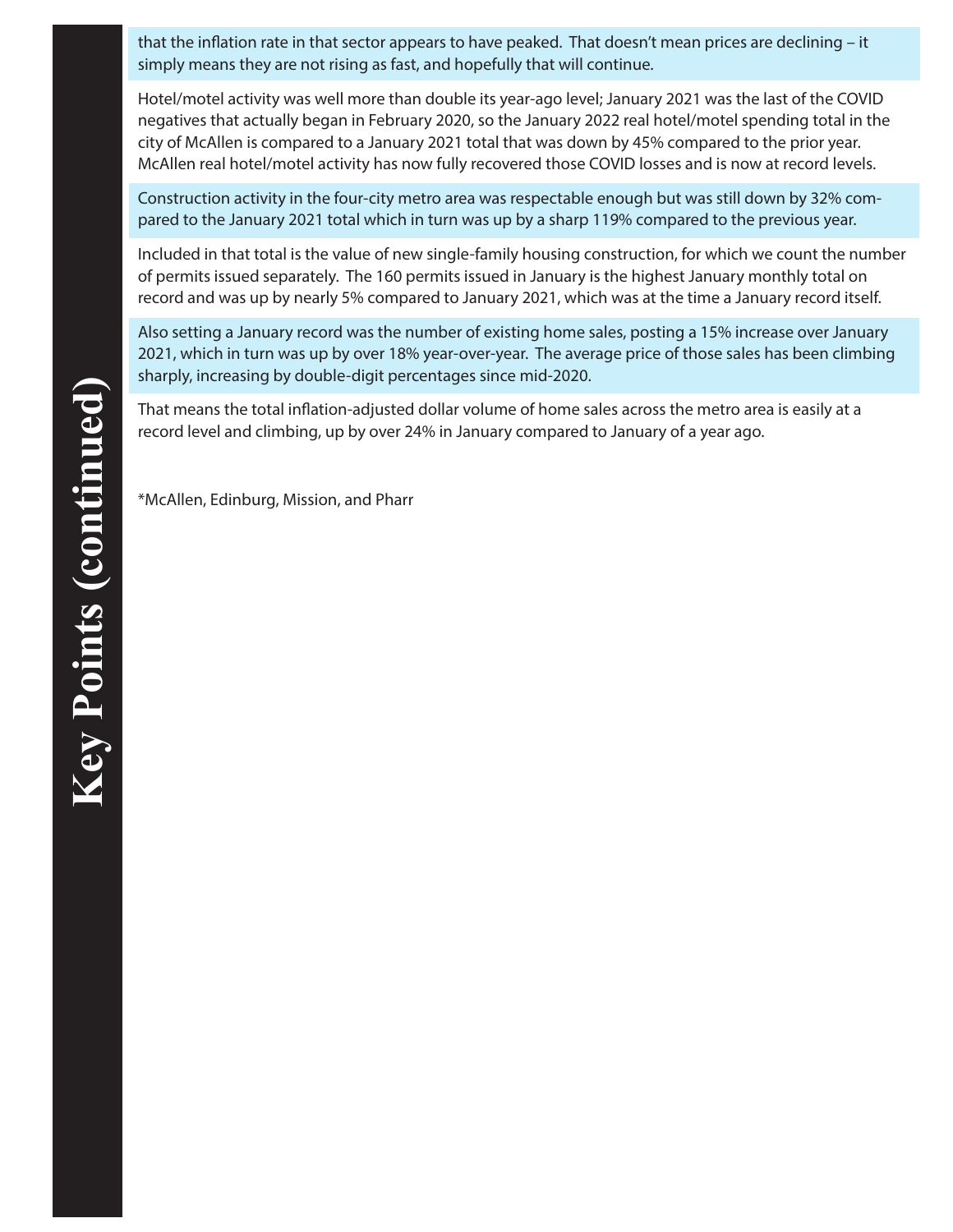# Key Points (continued)

that the inflation rate in that sector appears to have peaked. That doesn't mean prices are declining – it simply means they are not rising as fast, and hopefully that will continue.

Hotel/motel activity was well more than double its year-ago level; January 2021 was the last of the COVID negatives that actually began in February 2020, so the January 2022 real hotel/motel spending total in the city of McAllen is compared to a January 2021 total that was down by 45% compared to the prior year. McAllen real hotel/motel activity has now fully recovered those COVID losses and is now at record levels.

Construction activity in the four-city metro area was respectable enough but was still down by 32% compared to the January 2021 total which in turn was up by a sharp 119% compared to the previous year.

Included in that total is the value of new single-family housing construction, for which we count the number of permits issued separately. The 160 permits issued in January is the highest January monthly total on record and was up by nearly 5% compared to January 2021, which was at the time a January record itself.

Also setting a January record was the number of existing home sales, posting a 15% increase over January 2021, which in turn was up by over 18% year-over-year. The average price of those sales has been climbing sharply, increasing by double-digit percentages since mid-2020.

That means the total inflation-adjusted dollar volume of home sales across the metro area is easily at a record level and climbing, up by over 24% in January compared to January of a year ago.

*McAllen, Edinburg, Mission, and Pharr